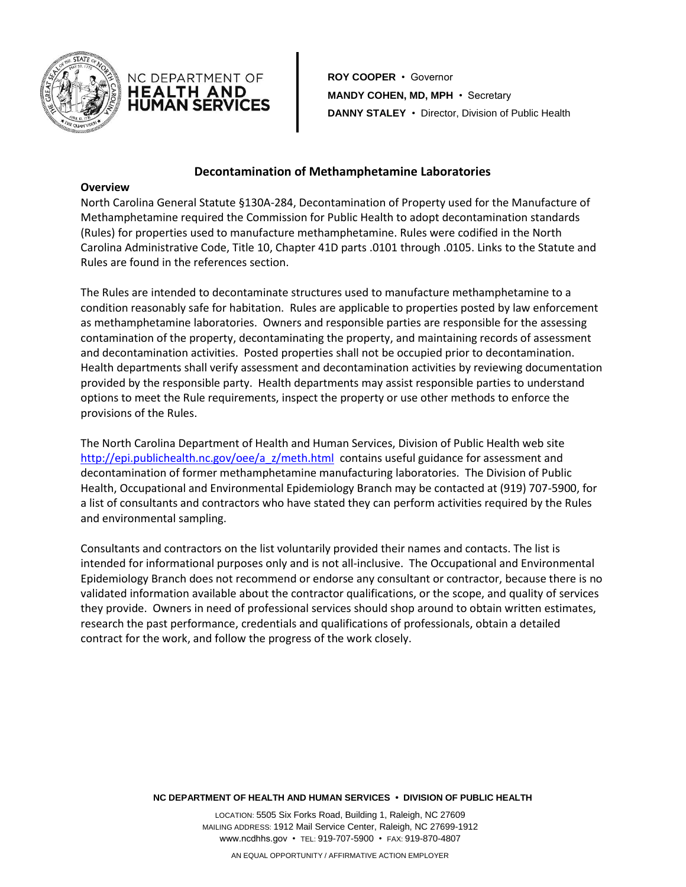NC DEPARTMENT OF **HEALTH AND HUMAN SERVICES**

**ROY COOPER** • Governor
**MANDY COHEN, MD, MPH** • Secretary
**DANNY STALEY** • Director, Division of Public Health

# Decontamination of Methamphetamine Laboratories

**Overview**

North Carolina General Statute §130A-284, Decontamination of Property used for the Manufacture of Methamphetamine required the Commission for Public Health to adopt decontamination standards (Rules) for properties used to manufacture methamphetamine. Rules were codified in the North Carolina Administrative Code, Title 10, Chapter 41D parts .0101 through .0105. Links to the Statute and Rules are found in the references section.

The Rules are intended to decontaminate structures used to manufacture methamphetamine to a condition reasonably safe for habitation. Rules are applicable to properties posted by law enforcement as methamphetamine laboratories. Owners and responsible parties are responsible for the assessing contamination of the property, decontaminating the property, and maintaining records of assessment and decontamination activities. Posted properties shall not be occupied prior to decontamination. Health departments shall verify assessment and decontamination activities by reviewing documentation provided by the responsible party. Health departments may assist responsible parties to understand options to meet the Rule requirements, inspect the property or use other methods to enforce the provisions of the Rules.

The North Carolina Department of Health and Human Services, Division of Public Health web site http://epi.publichealth.nc.gov/oee/a_z/meth.html contains useful guidance for assessment and decontamination of former methamphetamine manufacturing laboratories. The Division of Public Health, Occupational and Environmental Epidemiology Branch may be contacted at (919) 707-5900, for a list of consultants and contractors who have stated they can perform activities required by the Rules and environmental sampling.

Consultants and contractors on the list voluntarily provided their names and contacts. The list is intended for informational purposes only and is not all-inclusive. The Occupational and Environmental Epidemiology Branch does not recommend or endorse any consultant or contractor, because there is no validated information available about the contractor qualifications, or the scope, and quality of services they provide. Owners in need of professional services should shop around to obtain written estimates, research the past performance, credentials and qualifications of professionals, obtain a detailed contract for the work, and follow the progress of the work closely.

**NC DEPARTMENT OF HEALTH AND HUMAN SERVICES • DIVISION OF PUBLIC HEALTH**

LOCATION: 5505 Six Forks Road, Building 1, Raleigh, NC 27609
MAILING ADDRESS: 1912 Mail Service Center, Raleigh, NC 27699-1912
www.ncdhhs.gov • TEL: 919-707-5900 • FAX: 919-870-4807

AN EQUAL OPPORTUNITY / AFFIRMATIVE ACTION EMPLOYER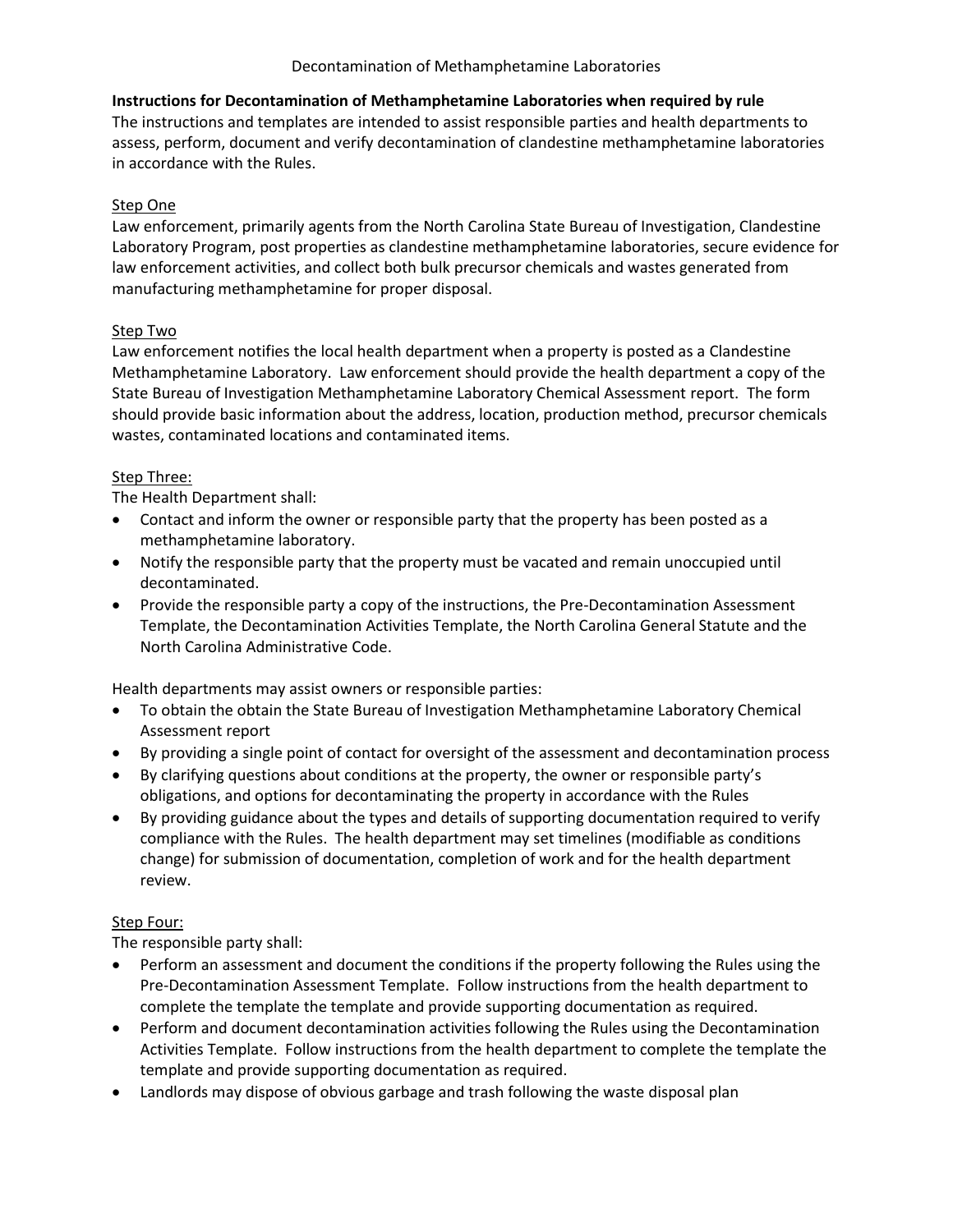Decontamination of Methamphetamine Laboratories

**Instructions for Decontamination of Methamphetamine Laboratories when required by rule**
The instructions and templates are intended to assist responsible parties and health departments to assess, perform, document and verify decontamination of clandestine methamphetamine laboratories in accordance with the Rules.

<u>Step One</u>
Law enforcement, primarily agents from the North Carolina State Bureau of Investigation, Clandestine Laboratory Program, post properties as clandestine methamphetamine laboratories, secure evidence for law enforcement activities, and collect both bulk precursor chemicals and wastes generated from manufacturing methamphetamine for proper disposal.

<u>Step Two</u>
Law enforcement notifies the local health department when a property is posted as a Clandestine Methamphetamine Laboratory. Law enforcement should provide the health department a copy of the State Bureau of Investigation Methamphetamine Laboratory Chemical Assessment report. The form should provide basic information about the address, location, production method, precursor chemicals wastes, contaminated locations and contaminated items.

<u>Step Three:</u>
The Health Department shall:

- Contact and inform the owner or responsible party that the property has been posted as a methamphetamine laboratory.
- Notify the responsible party that the property must be vacated and remain unoccupied until decontaminated.
- Provide the responsible party a copy of the instructions, the Pre-Decontamination Assessment Template, the Decontamination Activities Template, the North Carolina General Statute and the North Carolina Administrative Code.

Health departments may assist owners or responsible parties:

- To obtain the obtain the State Bureau of Investigation Methamphetamine Laboratory Chemical Assessment report
- By providing a single point of contact for oversight of the assessment and decontamination process
- By clarifying questions about conditions at the property, the owner or responsible party's obligations, and options for decontaminating the property in accordance with the Rules
- By providing guidance about the types and details of supporting documentation required to verify compliance with the Rules. The health department may set timelines (modifiable as conditions change) for submission of documentation, completion of work and for the health department review.

<u>Step Four:</u>
The responsible party shall:

- Perform an assessment and document the conditions if the property following the Rules using the Pre-Decontamination Assessment Template. Follow instructions from the health department to complete the template the template and provide supporting documentation as required.
- Perform and document decontamination activities following the Rules using the Decontamination Activities Template. Follow instructions from the health department to complete the template the template and provide supporting documentation as required.
- Landlords may dispose of obvious garbage and trash following the waste disposal plan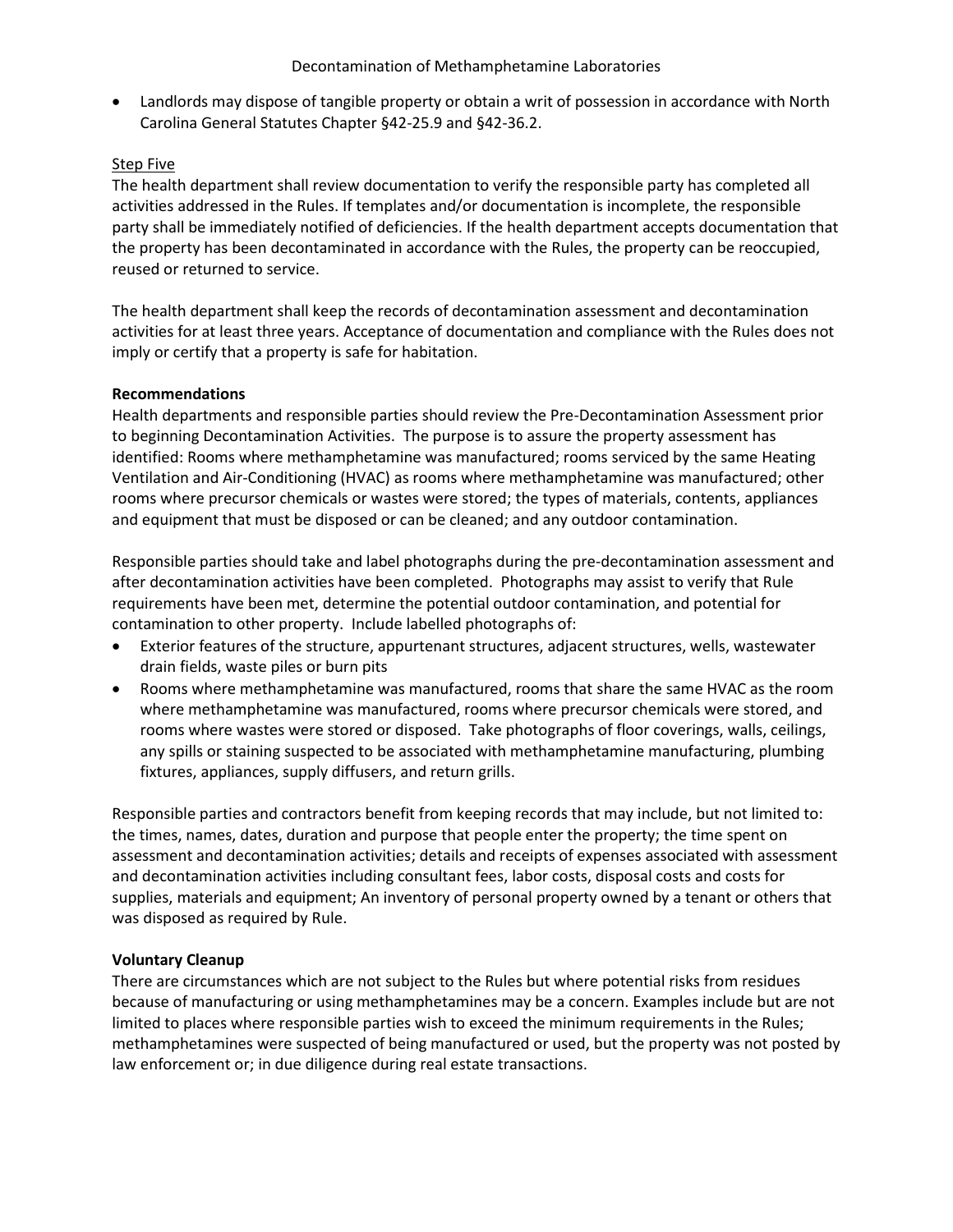- Landlords may dispose of tangible property or obtain a writ of possession in accordance with North Carolina General Statutes Chapter §42-25.9 and §42-36.2.

Step Five

The health department shall review documentation to verify the responsible party has completed all activities addressed in the Rules. If templates and/or documentation is incomplete, the responsible party shall be immediately notified of deficiencies. If the health department accepts documentation that the property has been decontaminated in accordance with the Rules, the property can be reoccupied, reused or returned to service.

The health department shall keep the records of decontamination assessment and decontamination activities for at least three years. Acceptance of documentation and compliance with the Rules does not imply or certify that a property is safe for habitation.

**Recommendations**

Health departments and responsible parties should review the Pre-Decontamination Assessment prior to beginning Decontamination Activities. The purpose is to assure the property assessment has identified: Rooms where methamphetamine was manufactured; rooms serviced by the same Heating Ventilation and Air-Conditioning (HVAC) as rooms where methamphetamine was manufactured; other rooms where precursor chemicals or wastes were stored; the types of materials, contents, appliances and equipment that must be disposed or can be cleaned; and any outdoor contamination.

Responsible parties should take and label photographs during the pre-decontamination assessment and after decontamination activities have been completed. Photographs may assist to verify that Rule requirements have been met, determine the potential outdoor contamination, and potential for contamination to other property. Include labelled photographs of:

- Exterior features of the structure, appurtenant structures, adjacent structures, wells, wastewater drain fields, waste piles or burn pits
- Rooms where methamphetamine was manufactured, rooms that share the same HVAC as the room where methamphetamine was manufactured, rooms where precursor chemicals were stored, and rooms where wastes were stored or disposed. Take photographs of floor coverings, walls, ceilings, any spills or staining suspected to be associated with methamphetamine manufacturing, plumbing fixtures, appliances, supply diffusers, and return grills.

Responsible parties and contractors benefit from keeping records that may include, but not limited to: the times, names, dates, duration and purpose that people enter the property; the time spent on assessment and decontamination activities; details and receipts of expenses associated with assessment and decontamination activities including consultant fees, labor costs, disposal costs and costs for supplies, materials and equipment; An inventory of personal property owned by a tenant or others that was disposed as required by Rule.

**Voluntary Cleanup**

There are circumstances which are not subject to the Rules but where potential risks from residues because of manufacturing or using methamphetamines may be a concern. Examples include but are not limited to places where responsible parties wish to exceed the minimum requirements in the Rules; methamphetamines were suspected of being manufactured or used, but the property was not posted by law enforcement or; in due diligence during real estate transactions.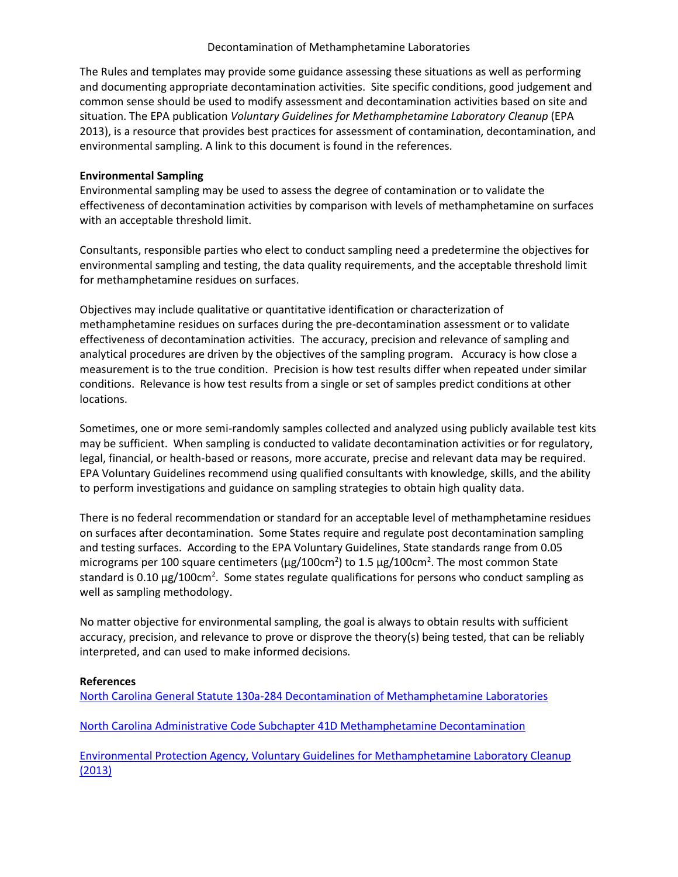The Rules and templates may provide some guidance assessing these situations as well as performing and documenting appropriate decontamination activities. Site specific conditions, good judgement and common sense should be used to modify assessment and decontamination activities based on site and situation. The EPA publication *Voluntary Guidelines for Methamphetamine Laboratory Cleanup* (EPA 2013), is a resource that provides best practices for assessment of contamination, decontamination, and environmental sampling. A link to this document is found in the references.

**Environmental Sampling**

Environmental sampling may be used to assess the degree of contamination or to validate the effectiveness of decontamination activities by comparison with levels of methamphetamine on surfaces with an acceptable threshold limit.

Consultants, responsible parties who elect to conduct sampling need a predetermine the objectives for environmental sampling and testing, the data quality requirements, and the acceptable threshold limit for methamphetamine residues on surfaces.

Objectives may include qualitative or quantitative identification or characterization of methamphetamine residues on surfaces during the pre-decontamination assessment or to validate effectiveness of decontamination activities. The accuracy, precision and relevance of sampling and analytical procedures are driven by the objectives of the sampling program. Accuracy is how close a measurement is to the true condition. Precision is how test results differ when repeated under similar conditions. Relevance is how test results from a single or set of samples predict conditions at other locations.

Sometimes, one or more semi-randomly samples collected and analyzed using publicly available test kits may be sufficient. When sampling is conducted to validate decontamination activities or for regulatory, legal, financial, or health-based or reasons, more accurate, precise and relevant data may be required. EPA Voluntary Guidelines recommend using qualified consultants with knowledge, skills, and the ability to perform investigations and guidance on sampling strategies to obtain high quality data.

There is no federal recommendation or standard for an acceptable level of methamphetamine residues on surfaces after decontamination. Some States require and regulate post decontamination sampling and testing surfaces. According to the EPA Voluntary Guidelines, State standards range from 0.05 micrograms per 100 square centimeters (µg/100cm$^2$) to 1.5 µg/100cm$^2$. The most common State standard is 0.10 µg/100cm$^2$. Some states regulate qualifications for persons who conduct sampling as well as sampling methodology.

No matter objective for environmental sampling, the goal is always to obtain results with sufficient accuracy, precision, and relevance to prove or disprove the theory(s) being tested, that can be reliably interpreted, and can used to make informed decisions.

**References**

North Carolina General Statute 130a-284 Decontamination of Methamphetamine Laboratories

North Carolina Administrative Code Subchapter 41D Methamphetamine Decontamination

Environmental Protection Agency, Voluntary Guidelines for Methamphetamine Laboratory Cleanup (2013)